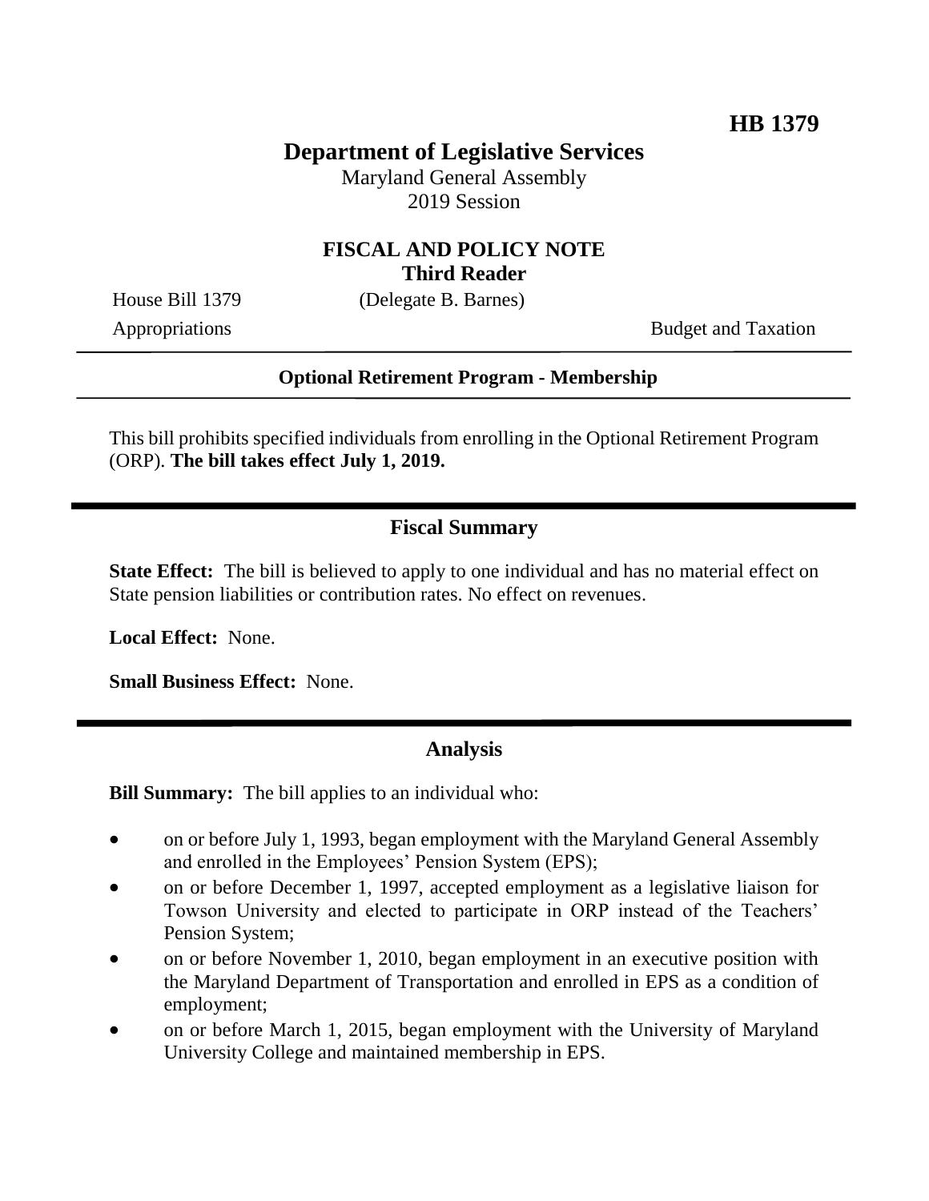**HB 1379**

# Department of Legislative Services

Maryland General Assembly
2019 Session

## FISCAL AND POLICY NOTE
**Third Reader**

House Bill 1379 (Delegate B. Barnes)

Appropriations Budget and Taxation

---

**Optional Retirement Program - Membership**

---

This bill prohibits specified individuals from enrolling in the Optional Retirement Program (ORP). **The bill takes effect July 1, 2019.**

---

## Fiscal Summary

**State Effect:** The bill is believed to apply to one individual and has no material effect on State pension liabilities or contribution rates. No effect on revenues.

**Local Effect:** None.

**Small Business Effect:** None.

---

## Analysis

**Bill Summary:** The bill applies to an individual who:

- on or before July 1, 1993, began employment with the Maryland General Assembly and enrolled in the Employees' Pension System (EPS);
- on or before December 1, 1997, accepted employment as a legislative liaison for Towson University and elected to participate in ORP instead of the Teachers' Pension System;
- on or before November 1, 2010, began employment in an executive position with the Maryland Department of Transportation and enrolled in EPS as a condition of employment;
- on or before March 1, 2015, began employment with the University of Maryland University College and maintained membership in EPS.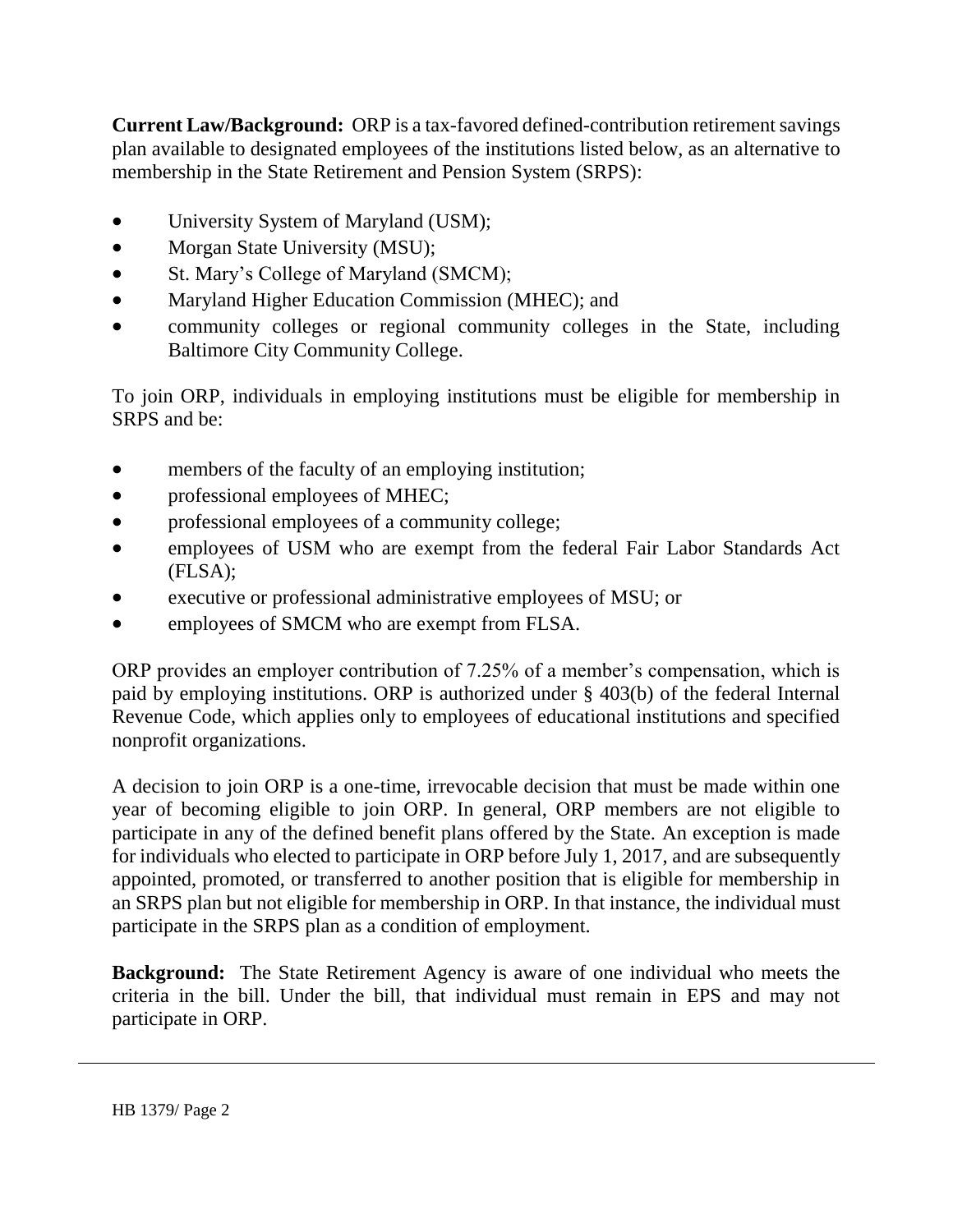**Current Law/Background:** ORP is a tax-favored defined-contribution retirement savings plan available to designated employees of the institutions listed below, as an alternative to membership in the State Retirement and Pension System (SRPS):

- University System of Maryland (USM);
- Morgan State University (MSU);
- St. Mary's College of Maryland (SMCM);
- Maryland Higher Education Commission (MHEC); and
- community colleges or regional community colleges in the State, including Baltimore City Community College.

To join ORP, individuals in employing institutions must be eligible for membership in SRPS and be:

- members of the faculty of an employing institution;
- professional employees of MHEC;
- professional employees of a community college;
- employees of USM who are exempt from the federal Fair Labor Standards Act (FLSA);
- executive or professional administrative employees of MSU; or
- employees of SMCM who are exempt from FLSA.

ORP provides an employer contribution of 7.25% of a member's compensation, which is paid by employing institutions. ORP is authorized under § 403(b) of the federal Internal Revenue Code, which applies only to employees of educational institutions and specified nonprofit organizations.

A decision to join ORP is a one-time, irrevocable decision that must be made within one year of becoming eligible to join ORP. In general, ORP members are not eligible to participate in any of the defined benefit plans offered by the State. An exception is made for individuals who elected to participate in ORP before July 1, 2017, and are subsequently appointed, promoted, or transferred to another position that is eligible for membership in an SRPS plan but not eligible for membership in ORP. In that instance, the individual must participate in the SRPS plan as a condition of employment.

**Background:** The State Retirement Agency is aware of one individual who meets the criteria in the bill. Under the bill, that individual must remain in EPS and may not participate in ORP.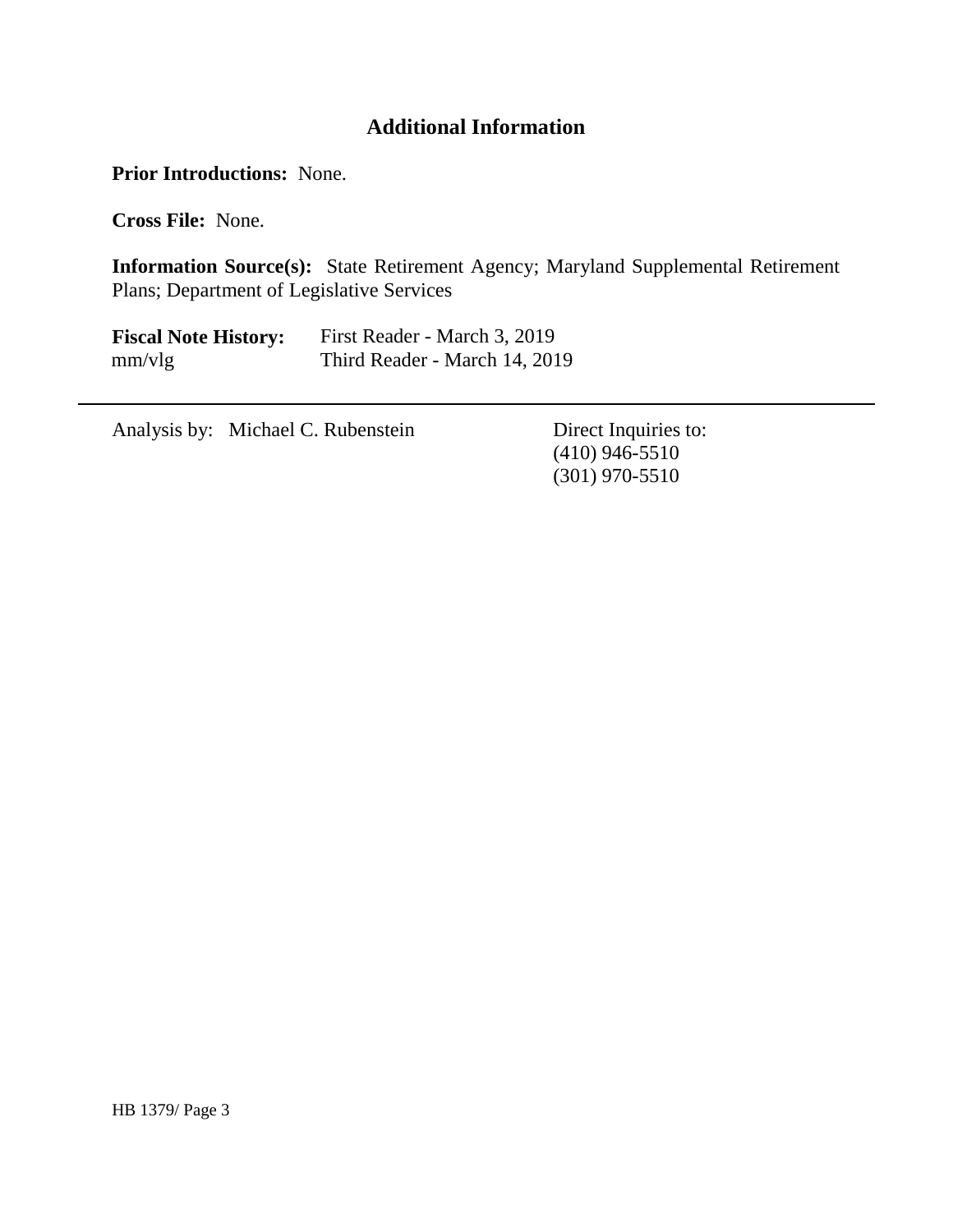## Additional Information

**Prior Introductions:** None.

**Cross File:** None.

**Information Source(s):** State Retirement Agency; Maryland Supplemental Retirement Plans; Department of Legislative Services

| | |
|---|---|
| **Fiscal Note History:** | First Reader - March 3, 2019 |
| mm/vlg | Third Reader - March 14, 2019 |

---

Analysis by: Michael C. Rubenstein

Direct Inquiries to:
(410) 946-5510
(301) 970-5510